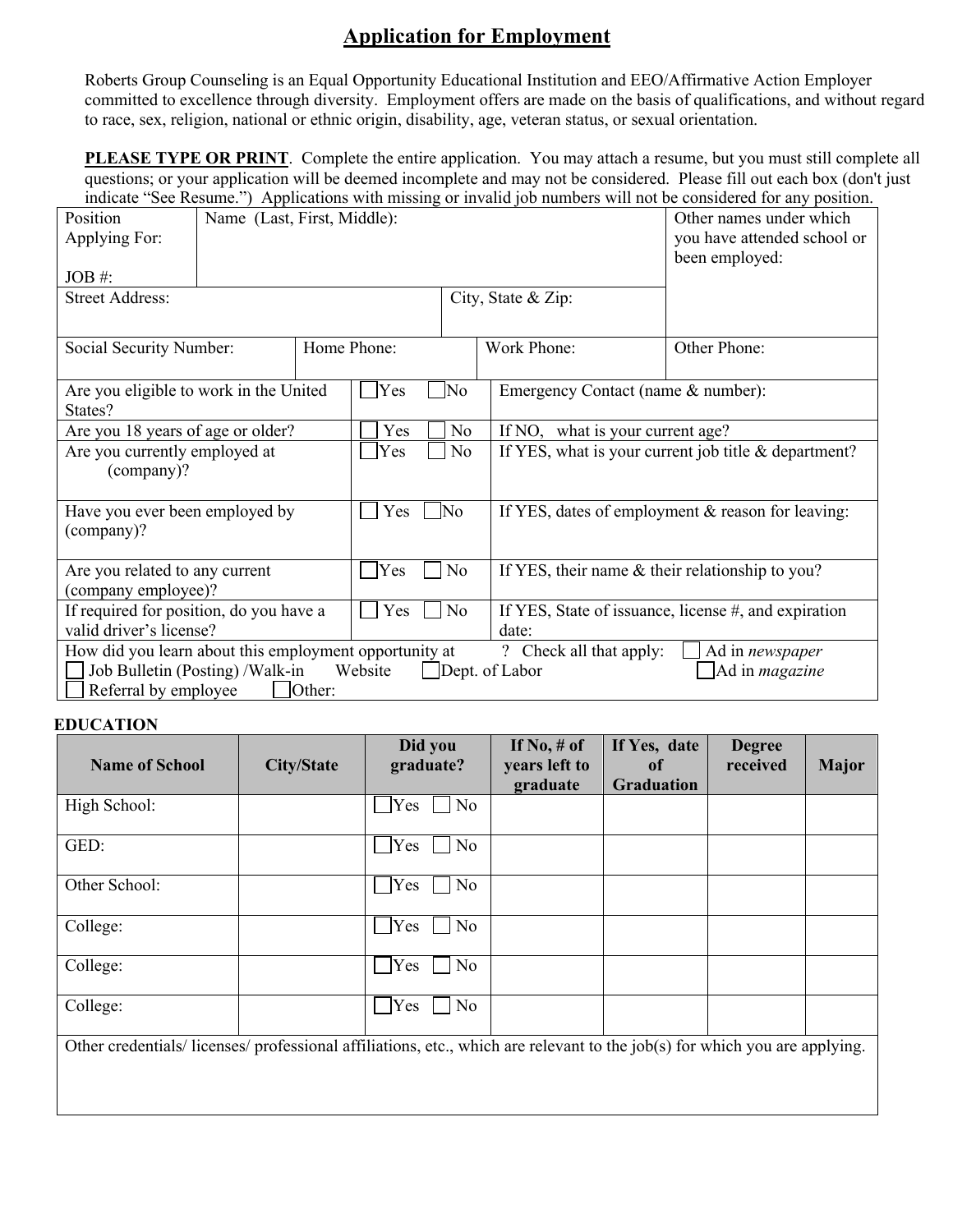# Application for Employment

Roberts Group Counseling is an Equal Opportunity Educational Institution and EEO/Affirmative Action Employer committed to excellence through diversity. Employment offers are made on the basis of qualifications, and without regard to race, sex, religion, national or ethnic origin, disability, age, veteran status, or sexual orientation.

**PLEASE TYPE OR PRINT**. Complete the entire application. You may attach a resume, but you must still complete all questions; or your application will be deemed incomplete and may not be considered. Please fill out each box (don't just indicate "See Resume.") Applications with missing or invalid job numbers will not be considered for any position.

| Position Applying For:<br><br>JOB #: | Name (Last, First, Middle): | | Other names under which you have attended school or been employed: |
|---|---|---|---|
| Street Address: | | City, State & Zip: | |
| Social Security Number: | Home Phone: | Work Phone: | Other Phone: |

| Question | Answer | Details |
|---|---|---|
| Are you eligible to work in the United States? | ☐ Yes ☐ No | Emergency Contact (name & number): |
| Are you 18 years of age or older? | ☐ Yes ☐ No | If NO, what is your current age? |
| Are you currently employed at (company)? | ☐ Yes ☐ No | If YES, what is your current job title & department? |
| Have you ever been employed by (company)? | ☐ Yes ☐ No | If YES, dates of employment & reason for leaving: |
| Are you related to any current (company employee)? | ☐ Yes ☐ No | If YES, their name & their relationship to you? |
| If required for position, do you have a valid driver's license? | ☐ Yes ☐ No | If YES, State of issuance, license #, and expiration date: |

How did you learn about this employment opportunity at ? Check all that apply:
☐ Ad in *newspaper*
☐ Job Bulletin (Posting) /Walk-in Website ☐ Dept. of Labor ☐ Ad in *magazine*
☐ Referral by employee ☐ Other:

**EDUCATION**

| Name of School | City/State | Did you graduate? | If No, # of years left to graduate | If Yes, date of Graduation | Degree received | Major |
|---|---|---|---|---|---|---|
| High School: | | ☐ Yes ☐ No | | | | |
| GED: | | ☐ Yes ☐ No | | | | |
| Other School: | | ☐ Yes ☐ No | | | | |
| College: | | ☐ Yes ☐ No | | | | |
| College: | | ☐ Yes ☐ No | | | | |
| College: | | ☐ Yes ☐ No | | | | |

Other credentials/ licenses/ professional affiliations, etc., which are relevant to the job(s) for which you are applying.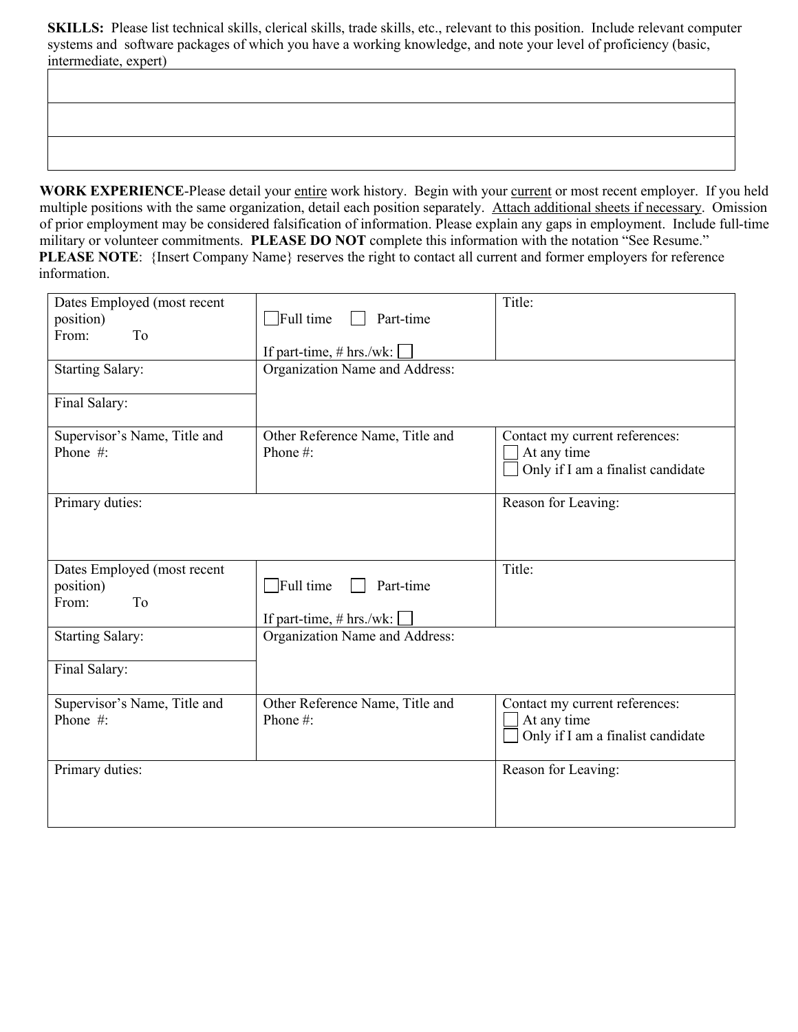**SKILLS:** Please list technical skills, clerical skills, trade skills, etc., relevant to this position. Include relevant computer systems and software packages of which you have a working knowledge, and note your level of proficiency (basic, intermediate, expert)

| |
|---|
| |
| |
| |

**WORK EXPERIENCE**-Please detail your <u>entire</u> work history. Begin with your <u>current</u> or most recent employer. If you held multiple positions with the same organization, detail each position separately. <u>Attach additional sheets if necessary</u>. Omission of prior employment may be considered falsification of information. Please explain any gaps in employment. Include full-time military or volunteer commitments. **PLEASE DO NOT** complete this information with the notation "See Resume." **PLEASE NOTE**: {Insert Company Name} reserves the right to contact all current and former employers for reference information.

| | | |
|---|---|---|
| Dates Employed (most recent position)<br>From: To | ☐ Full time ☐ Part-time<br><br>If part-time, # hrs./wk: ☐ | Title: |
| Starting Salary:<br><br>Final Salary: | Organization Name and Address: | |
| Supervisor's Name, Title and Phone #: | Other Reference Name, Title and Phone #: | Contact my current references:<br>☐ At any time<br>☐ Only if I am a finalist candidate |
| Primary duties: | | Reason for Leaving: |

| | | |
|---|---|---|
| Dates Employed (most recent position)<br>From: To | ☐ Full time ☐ Part-time<br><br>If part-time, # hrs./wk: ☐ | Title: |
| Starting Salary:<br><br>Final Salary: | Organization Name and Address: | |
| Supervisor's Name, Title and Phone #: | Other Reference Name, Title and Phone #: | Contact my current references:<br>☐ At any time<br>☐ Only if I am a finalist candidate |
| Primary duties: | | Reason for Leaving: |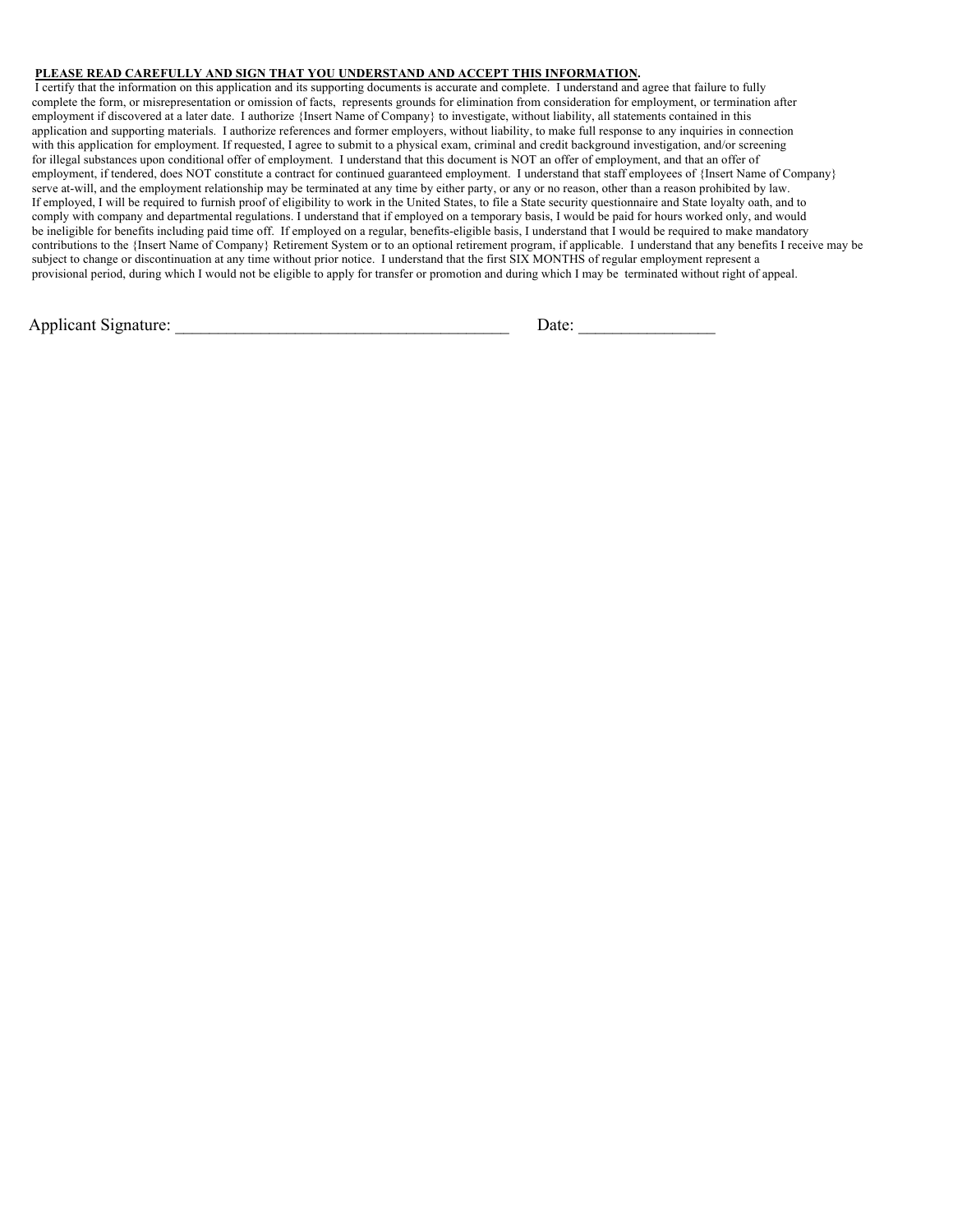**PLEASE READ CAREFULLY AND SIGN THAT YOU UNDERSTAND AND ACCEPT THIS INFORMATION.**

I certify that the information on this application and its supporting documents is accurate and complete. I understand and agree that failure to fully complete the form, or misrepresentation or omission of facts, represents grounds for elimination from consideration for employment, or termination after employment if discovered at a later date. I authorize {Insert Name of Company} to investigate, without liability, all statements contained in this application and supporting materials. I authorize references and former employers, without liability, to make full response to any inquiries in connection with this application for employment. If requested, I agree to submit to a physical exam, criminal and credit background investigation, and/or screening for illegal substances upon conditional offer of employment. I understand that this document is NOT an offer of employment, and that an offer of employment, if tendered, does NOT constitute a contract for continued guaranteed employment. I understand that staff employees of {Insert Name of Company} serve at-will, and the employment relationship may be terminated at any time by either party, or any or no reason, other than a reason prohibited by law. If employed, I will be required to furnish proof of eligibility to work in the United States, to file a State security questionnaire and State loyalty oath, and to comply with company and departmental regulations. I understand that if employed on a temporary basis, I would be paid for hours worked only, and would be ineligible for benefits including paid time off. If employed on a regular, benefits-eligible basis, I understand that I would be required to make mandatory contributions to the {Insert Name of Company} Retirement System or to an optional retirement program, if applicable. I understand that any benefits I receive may be subject to change or discontinuation at any time without prior notice. I understand that the first SIX MONTHS of regular employment represent a provisional period, during which I would not be eligible to apply for transfer or promotion and during which I may be terminated without right of appeal.

Applicant Signature: ________________________________________ Date: ________________